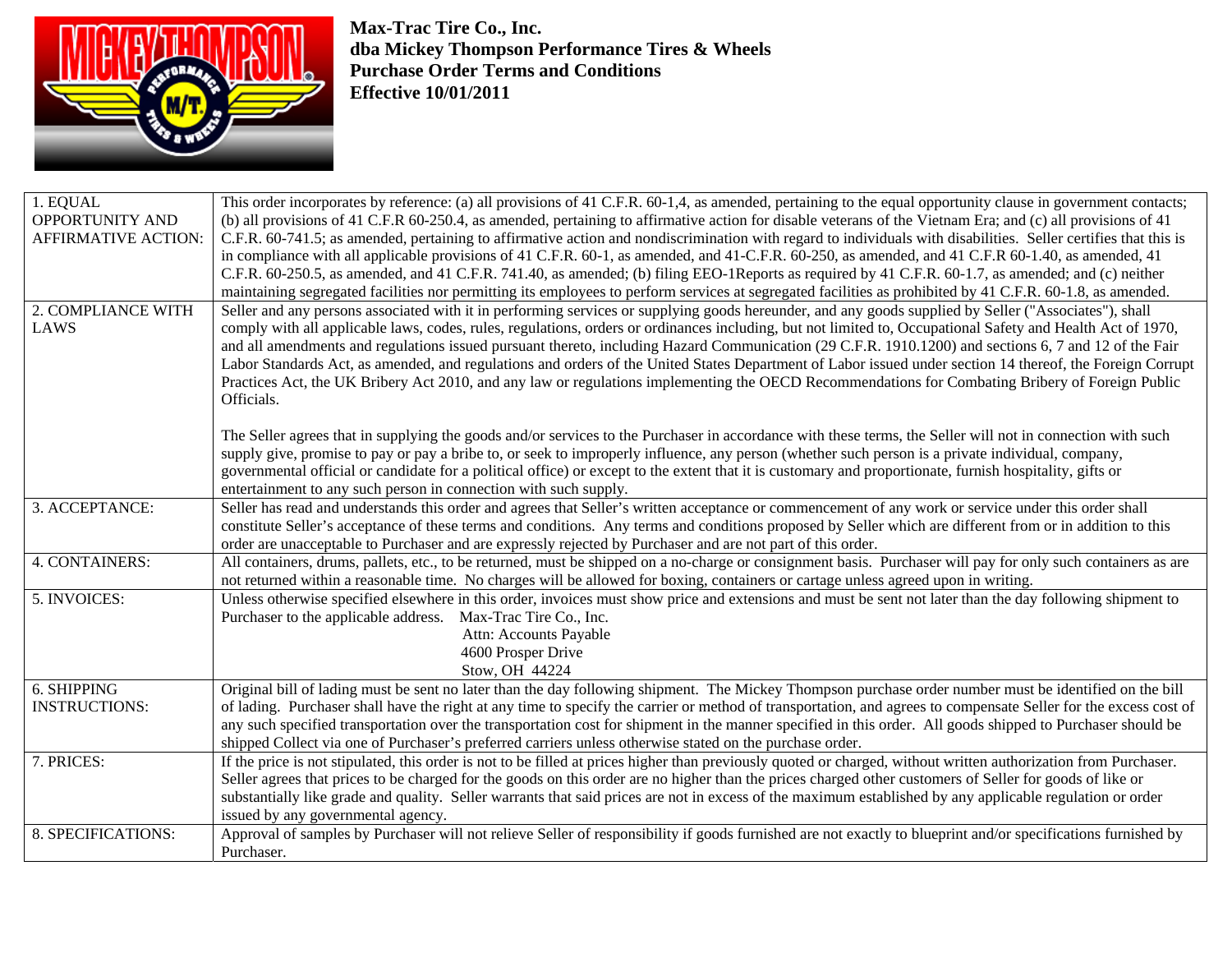**Max-Trac Tire Co., Inc.**
**dba Mickey Thompson Performance Tires & Wheels**
**Purchase Order Terms and Conditions**
**Effective 10/01/2011**

| | |
|---|---|
| 1. EQUAL OPPORTUNITY AND AFFIRMATIVE ACTION: | This order incorporates by reference: (a) all provisions of 41 C.F.R. 60-1,4, as amended, pertaining to the equal opportunity clause in government contacts; (b) all provisions of 41 C.F.R 60-250.4, as amended, pertaining to affirmative action for disable veterans of the Vietnam Era; and (c) all provisions of 41 C.F.R. 60-741.5; as amended, pertaining to affirmative action and nondiscrimination with regard to individuals with disabilities. Seller certifies that this is in compliance with all applicable provisions of 41 C.F.R. 60-1, as amended, and 41-C.F.R. 60-250, as amended, and 41 C.F.R 60-1.40, as amended, 41 C.F.R. 60-250.5, as amended, and 41 C.F.R. 741.40, as amended; (b) filing EEO-1Reports as required by 41 C.F.R. 60-1.7, as amended; and (c) neither maintaining segregated facilities nor permitting its employees to perform services at segregated facilities as prohibited by 41 C.F.R. 60-1.8, as amended. |
| 2. COMPLIANCE WITH LAWS | Seller and any persons associated with it in performing services or supplying goods hereunder, and any goods supplied by Seller ("Associates"), shall comply with all applicable laws, codes, rules, regulations, orders or ordinances including, but not limited to, Occupational Safety and Health Act of 1970, and all amendments and regulations issued pursuant thereto, including Hazard Communication (29 C.F.R. 1910.1200) and sections 6, 7 and 12 of the Fair Labor Standards Act, as amended, and regulations and orders of the United States Department of Labor issued under section 14 thereof, the Foreign Corrupt Practices Act, the UK Bribery Act 2010, and any law or regulations implementing the OECD Recommendations for Combating Bribery of Foreign Public Officials.<br><br>The Seller agrees that in supplying the goods and/or services to the Purchaser in accordance with these terms, the Seller will not in connection with such supply give, promise to pay or pay a bribe to, or seek to improperly influence, any person (whether such person is a private individual, company, governmental official or candidate for a political office) or except to the extent that it is customary and proportionate, furnish hospitality, gifts or entertainment to any such person in connection with such supply. |
| 3. ACCEPTANCE: | Seller has read and understands this order and agrees that Seller's written acceptance or commencement of any work or service under this order shall constitute Seller's acceptance of these terms and conditions. Any terms and conditions proposed by Seller which are different from or in addition to this order are unacceptable to Purchaser and are expressly rejected by Purchaser and are not part of this order. |
| 4. CONTAINERS: | All containers, drums, pallets, etc., to be returned, must be shipped on a no-charge or consignment basis. Purchaser will pay for only such containers as are not returned within a reasonable time. No charges will be allowed for boxing, containers or cartage unless agreed upon in writing. |
| 5. INVOICES: | Unless otherwise specified elsewhere in this order, invoices must show price and extensions and must be sent not later than the day following shipment to Purchaser to the applicable address. Max-Trac Tire Co., Inc.<br>Attn: Accounts Payable<br>4600 Prosper Drive<br>Stow, OH 44224 |
| 6. SHIPPING INSTRUCTIONS: | Original bill of lading must be sent no later than the day following shipment. The Mickey Thompson purchase order number must be identified on the bill of lading. Purchaser shall have the right at any time to specify the carrier or method of transportation, and agrees to compensate Seller for the excess cost of any such specified transportation over the transportation cost for shipment in the manner specified in this order. All goods shipped to Purchaser should be shipped Collect via one of Purchaser's preferred carriers unless otherwise stated on the purchase order. |
| 7. PRICES: | If the price is not stipulated, this order is not to be filled at prices higher than previously quoted or charged, without written authorization from Purchaser. Seller agrees that prices to be charged for the goods on this order are no higher than the prices charged other customers of Seller for goods of like or substantially like grade and quality. Seller warrants that said prices are not in excess of the maximum established by any applicable regulation or order issued by any governmental agency. |
| 8. SPECIFICATIONS: | Approval of samples by Purchaser will not relieve Seller of responsibility if goods furnished are not exactly to blueprint and/or specifications furnished by Purchaser. |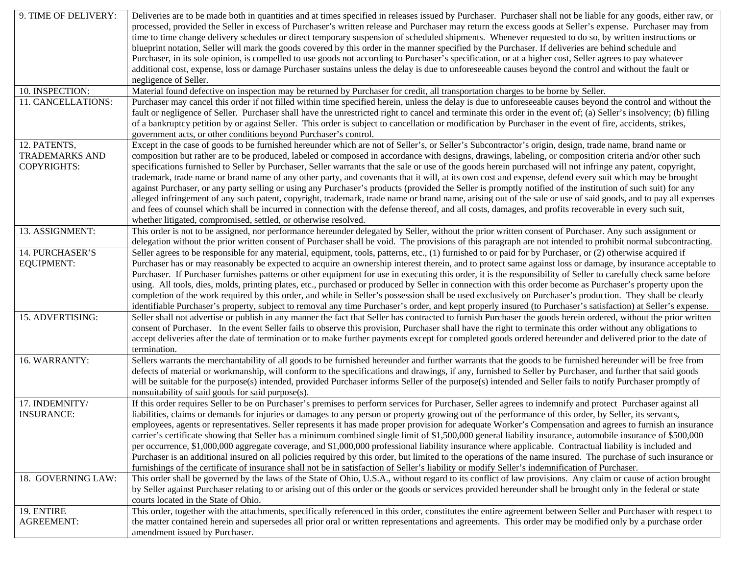| | |
|---|---|
| 9. TIME OF DELIVERY: | Deliveries are to be made both in quantities and at times specified in releases issued by Purchaser. Purchaser shall not be liable for any goods, either raw, or processed, provided the Seller in excess of Purchaser's written release and Purchaser may return the excess goods at Seller's expense. Purchaser may from time to time change delivery schedules or direct temporary suspension of scheduled shipments. Whenever requested to do so, by written instructions or blueprint notation, Seller will mark the goods covered by this order in the manner specified by the Purchaser. If deliveries are behind schedule and Purchaser, in its sole opinion, is compelled to use goods not according to Purchaser's specification, or at a higher cost, Seller agrees to pay whatever additional cost, expense, loss or damage Purchaser sustains unless the delay is due to unforeseeable causes beyond the control and without the fault or negligence of Seller. |
| 10. INSPECTION: | Material found defective on inspection may be returned by Purchaser for credit, all transportation charges to be borne by Seller. |
| 11. CANCELLATIONS: | Purchaser may cancel this order if not filled within time specified herein, unless the delay is due to unforeseeable causes beyond the control and without the fault or negligence of Seller. Purchaser shall have the unrestricted right to cancel and terminate this order in the event of; (a) Seller's insolvency; (b) filling of a bankruptcy petition by or against Seller. This order is subject to cancellation or modification by Purchaser in the event of fire, accidents, strikes, government acts, or other conditions beyond Purchaser's control. |
| 12. PATENTS, TRADEMARKS AND COPYRIGHTS: | Except in the case of goods to be furnished hereunder which are not of Seller's, or Seller's Subcontractor's origin, design, trade name, brand name or composition but rather are to be produced, labeled or composed in accordance with designs, drawings, labeling, or composition criteria and/or other such specifications furnished to Seller by Purchaser, Seller warrants that the sale or use of the goods herein purchased will not infringe any patent, copyright, trademark, trade name or brand name of any other party, and covenants that it will, at its own cost and expense, defend every suit which may be brought against Purchaser, or any party selling or using any Purchaser's products (provided the Seller is promptly notified of the institution of such suit) for any alleged infringement of any such patent, copyright, trademark, trade name or brand name, arising out of the sale or use of said goods, and to pay all expenses and fees of counsel which shall be incurred in connection with the defense thereof, and all costs, damages, and profits recoverable in every such suit, whether litigated, compromised, settled, or otherwise resolved. |
| 13. ASSIGNMENT: | This order is not to be assigned, nor performance hereunder delegated by Seller, without the prior written consent of Purchaser. Any such assignment or delegation without the prior written consent of Purchaser shall be void. The provisions of this paragraph are not intended to prohibit normal subcontracting. |
| 14. PURCHASER'S EQUIPMENT: | Seller agrees to be responsible for any material, equipment, tools, patterns, etc., (1) furnished to or paid for by Purchaser, or (2) otherwise acquired if Purchaser has or may reasonably be expected to acquire an ownership interest therein, and to protect same against loss or damage, by insurance acceptable to Purchaser. If Purchaser furnishes patterns or other equipment for use in executing this order, it is the responsibility of Seller to carefully check same before using. All tools, dies, molds, printing plates, etc., purchased or produced by Seller in connection with this order become as Purchaser's property upon the completion of the work required by this order, and while in Seller's possession shall be used exclusively on Purchaser's production. They shall be clearly identifiable Purchaser's property, subject to removal any time Purchaser's order, and kept properly insured (to Purchaser's satisfaction) at Seller's expense. |
| 15. ADVERTISING: | Seller shall not advertise or publish in any manner the fact that Seller has contracted to furnish Purchaser the goods herein ordered, without the prior written consent of Purchaser. In the event Seller fails to observe this provision, Purchaser shall have the right to terminate this order without any obligations to accept deliveries after the date of termination or to make further payments except for completed goods ordered hereunder and delivered prior to the date of termination. |
| 16. WARRANTY: | Sellers warrants the merchantability of all goods to be furnished hereunder and further warrants that the goods to be furnished hereunder will be free from defects of material or workmanship, will conform to the specifications and drawings, if any, furnished to Seller by Purchaser, and further that said goods will be suitable for the purpose(s) intended, provided Purchaser informs Seller of the purpose(s) intended and Seller fails to notify Purchaser promptly of nonsuitability of said goods for said purpose(s). |
| 17. INDEMNITY/ INSURANCE: | If this order requires Seller to be on Purchaser's premises to perform services for Purchaser, Seller agrees to indemnify and protect Purchaser against all liabilities, claims or demands for injuries or damages to any person or property growing out of the performance of this order, by Seller, its servants, employees, agents or representatives. Seller represents it has made proper provision for adequate Worker's Compensation and agrees to furnish an insurance carrier's certificate showing that Seller has a minimum combined single limit of $1,500,000 general liability insurance, automobile insurance of $500,000 per occurrence, $1,000,000 aggregate coverage, and $1,000,000 professional liability insurance where applicable. Contractual liability is included and Purchaser is an additional insured on all policies required by this order, but limited to the operations of the name insured. The purchase of such insurance or furnishings of the certificate of insurance shall not be in satisfaction of Seller's liability or modify Seller's indemnification of Purchaser. |
| 18. GOVERNING LAW: | This order shall be governed by the laws of the State of Ohio, U.S.A., without regard to its conflict of law provisions. Any claim or cause of action brought by Seller against Purchaser relating to or arising out of this order or the goods or services provided hereunder shall be brought only in the federal or state courts located in the State of Ohio. |
| 19. ENTIRE AGREEMENT: | This order, together with the attachments, specifically referenced in this order, constitutes the entire agreement between Seller and Purchaser with respect to the matter contained herein and supersedes all prior oral or written representations and agreements. This order may be modified only by a purchase order amendment issued by Purchaser. |